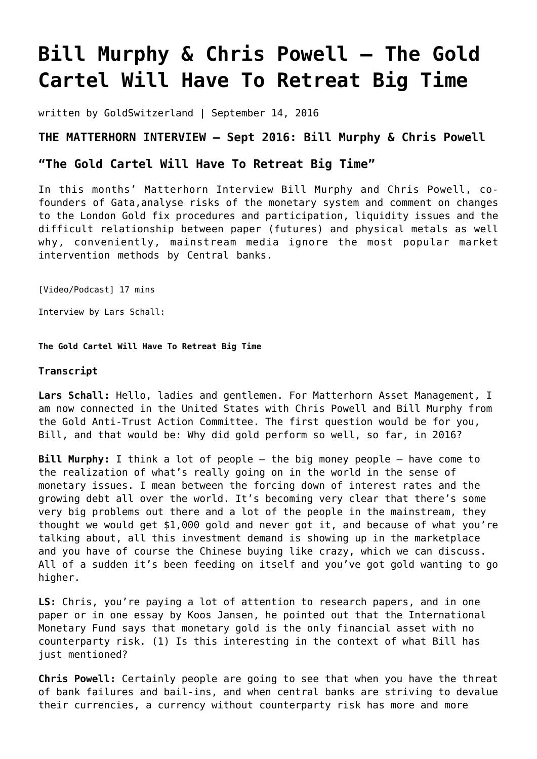# Bill Murphy & Chris Powell – The Gold Cartel Will Have To Retreat Big Time

written by GoldSwitzerland | September 14, 2016

### THE MATTERHORN INTERVIEW – Sept 2016: Bill Murphy & Chris Powell

### "The Gold Cartel Will Have To Retreat Big Time"

In this months' Matterhorn Interview Bill Murphy and Chris Powell, co-founders of Gata,analyse risks of the monetary system and comment on changes to the London Gold fix procedures and participation, liquidity issues and the difficult relationship between paper (futures) and physical metals as well why, conveniently, mainstream media ignore the most popular market intervention methods by Central banks.

[Video/Podcast] 17 mins

Interview by Lars Schall:

**The Gold Cartel Will Have To Retreat Big Time**

**Transcript**

**Lars Schall:** Hello, ladies and gentlemen. For Matterhorn Asset Management, I am now connected in the United States with Chris Powell and Bill Murphy from the Gold Anti-Trust Action Committee. The first question would be for you, Bill, and that would be: Why did gold perform so well, so far, in 2016?

**Bill Murphy:** I think a lot of people – the big money people – have come to the realization of what's really going on in the world in the sense of monetary issues. I mean between the forcing down of interest rates and the growing debt all over the world. It's becoming very clear that there's some very big problems out there and a lot of the people in the mainstream, they thought we would get $1,000 gold and never got it, and because of what you're talking about, all this investment demand is showing up in the marketplace and you have of course the Chinese buying like crazy, which we can discuss. All of a sudden it's been feeding on itself and you've got gold wanting to go higher.

**LS:** Chris, you're paying a lot of attention to research papers, and in one paper or in one essay by Koos Jansen, he pointed out that the International Monetary Fund says that monetary gold is the only financial asset with no counterparty risk. (1) Is this interesting in the context of what Bill has just mentioned?

**Chris Powell:** Certainly people are going to see that when you have the threat of bank failures and bail-ins, and when central banks are striving to devalue their currencies, a currency without counterparty risk has more and more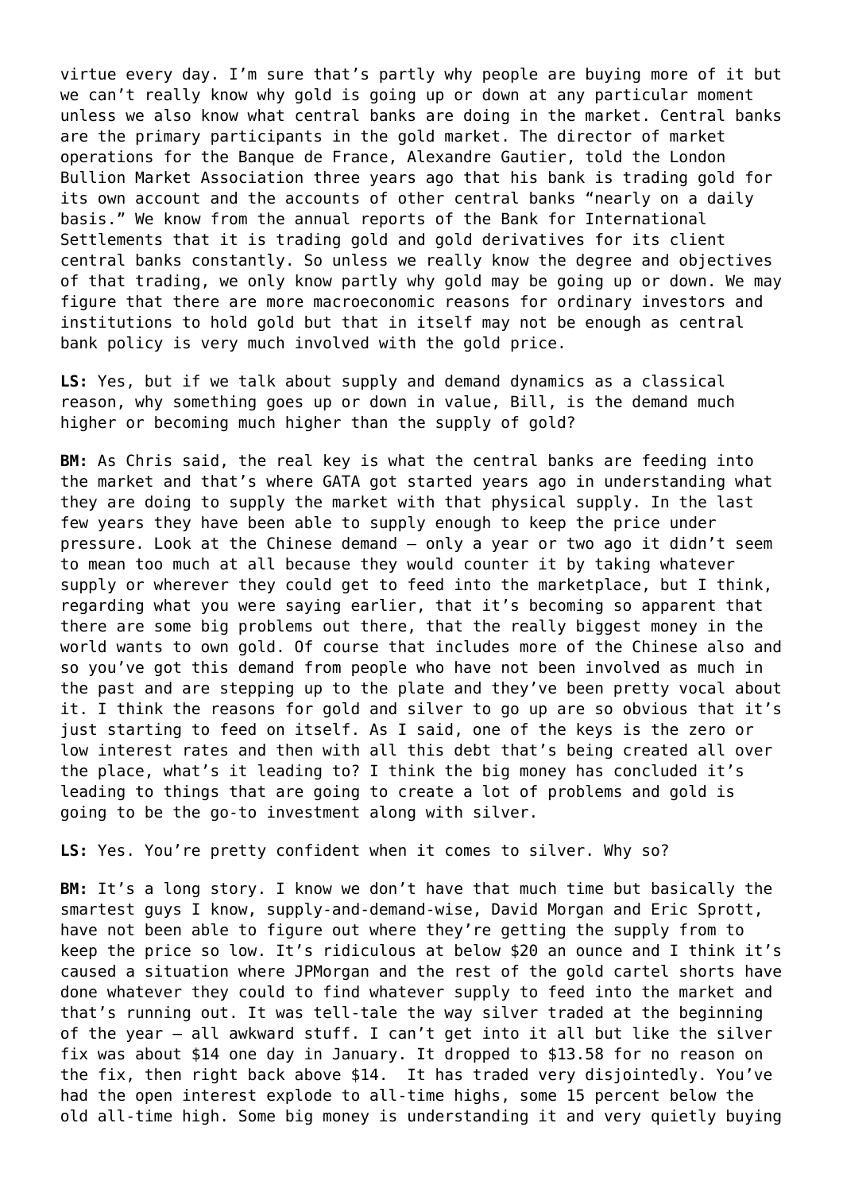virtue every day. I'm sure that's partly why people are buying more of it but we can't really know why gold is going up or down at any particular moment unless we also know what central banks are doing in the market. Central banks are the primary participants in the gold market. The director of market operations for the Banque de France, Alexandre Gautier, told the London Bullion Market Association three years ago that his bank is trading gold for its own account and the accounts of other central banks "nearly on a daily basis." We know from the annual reports of the Bank for International Settlements that it is trading gold and gold derivatives for its client central banks constantly. So unless we really know the degree and objectives of that trading, we only know partly why gold may be going up or down. We may figure that there are more macroeconomic reasons for ordinary investors and institutions to hold gold but that in itself may not be enough as central bank policy is very much involved with the gold price.

**LS:** Yes, but if we talk about supply and demand dynamics as a classical reason, why something goes up or down in value, Bill, is the demand much higher or becoming much higher than the supply of gold?

**BM:** As Chris said, the real key is what the central banks are feeding into the market and that's where GATA got started years ago in understanding what they are doing to supply the market with that physical supply. In the last few years they have been able to supply enough to keep the price under pressure. Look at the Chinese demand – only a year or two ago it didn't seem to mean too much at all because they would counter it by taking whatever supply or wherever they could get to feed into the marketplace, but I think, regarding what you were saying earlier, that it's becoming so apparent that there are some big problems out there, that the really biggest money in the world wants to own gold. Of course that includes more of the Chinese also and so you've got this demand from people who have not been involved as much in the past and are stepping up to the plate and they've been pretty vocal about it. I think the reasons for gold and silver to go up are so obvious that it's just starting to feed on itself. As I said, one of the keys is the zero or low interest rates and then with all this debt that's being created all over the place, what's it leading to? I think the big money has concluded it's leading to things that are going to create a lot of problems and gold is going to be the go-to investment along with silver.

**LS:** Yes. You're pretty confident when it comes to silver. Why so?

**BM:** It's a long story. I know we don't have that much time but basically the smartest guys I know, supply-and-demand-wise, David Morgan and Eric Sprott, have not been able to figure out where they're getting the supply from to keep the price so low. It's ridiculous at below $20 an ounce and I think it's caused a situation where JPMorgan and the rest of the gold cartel shorts have done whatever they could to find whatever supply to feed into the market and that's running out. It was tell-tale the way silver traded at the beginning of the year – all awkward stuff. I can't get into it all but like the silver fix was about $14 one day in January. It dropped to $13.58 for no reason on the fix, then right back above $14. It has traded very disjointedly. You've had the open interest explode to all-time highs, some 15 percent below the old all-time high. Some big money is understanding it and very quietly buying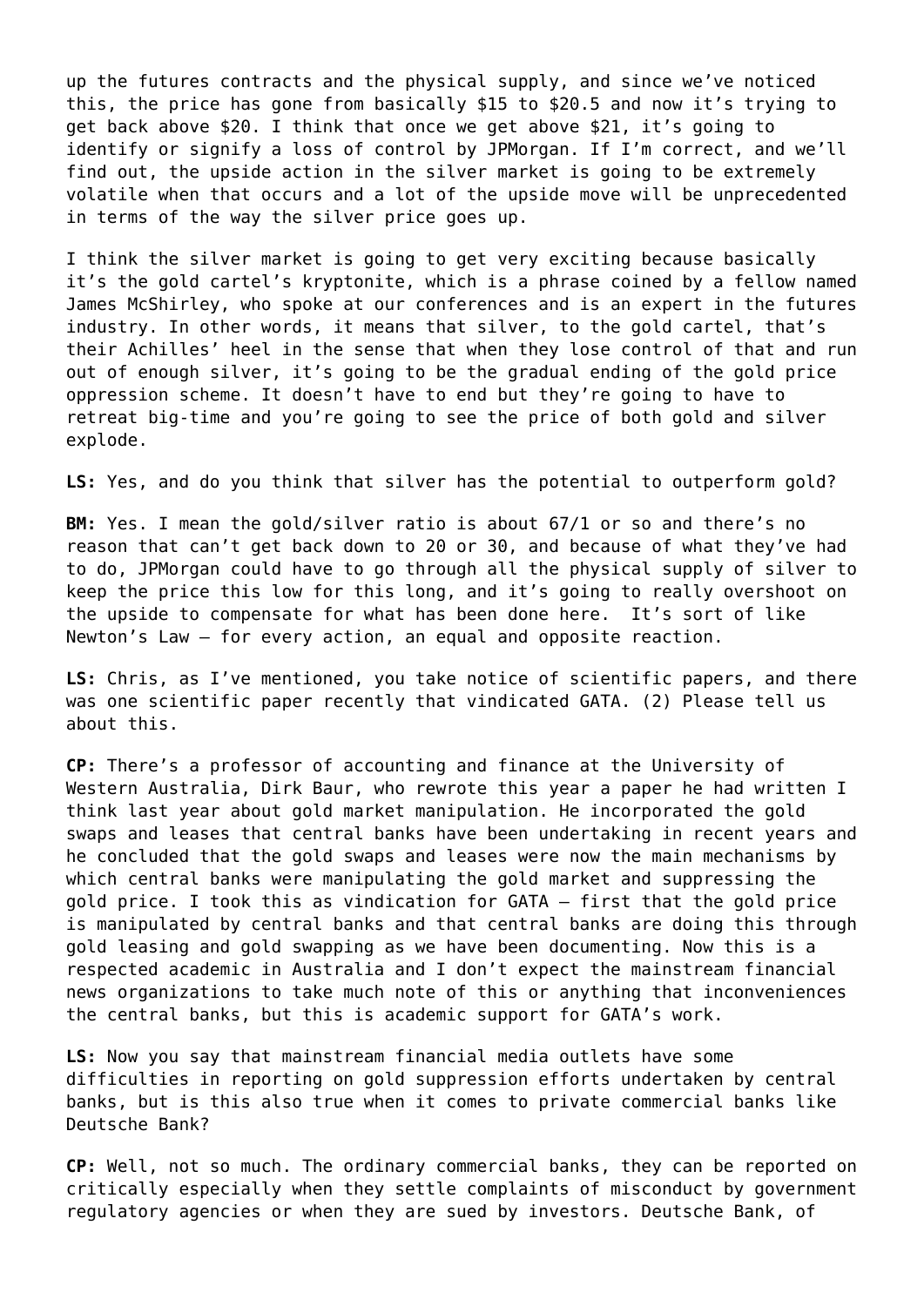up the futures contracts and the physical supply, and since we've noticed this, the price has gone from basically $15 to $20.5 and now it's trying to get back above $20. I think that once we get above $21, it's going to identify or signify a loss of control by JPMorgan. If I'm correct, and we'll find out, the upside action in the silver market is going to be extremely volatile when that occurs and a lot of the upside move will be unprecedented in terms of the way the silver price goes up.

I think the silver market is going to get very exciting because basically it's the gold cartel's kryptonite, which is a phrase coined by a fellow named James McShirley, who spoke at our conferences and is an expert in the futures industry. In other words, it means that silver, to the gold cartel, that's their Achilles' heel in the sense that when they lose control of that and run out of enough silver, it's going to be the gradual ending of the gold price oppression scheme. It doesn't have to end but they're going to have to retreat big-time and you're going to see the price of both gold and silver explode.

**LS:** Yes, and do you think that silver has the potential to outperform gold?

**BM:** Yes. I mean the gold/silver ratio is about 67/1 or so and there's no reason that can't get back down to 20 or 30, and because of what they've had to do, JPMorgan could have to go through all the physical supply of silver to keep the price this low for this long, and it's going to really overshoot on the upside to compensate for what has been done here.  It's sort of like Newton's Law – for every action, an equal and opposite reaction.

**LS:** Chris, as I've mentioned, you take notice of scientific papers, and there was one scientific paper recently that vindicated GATA. (2) Please tell us about this.

**CP:** There's a professor of accounting and finance at the University of Western Australia, Dirk Baur, who rewrote this year a paper he had written I think last year about gold market manipulation. He incorporated the gold swaps and leases that central banks have been undertaking in recent years and he concluded that the gold swaps and leases were now the main mechanisms by which central banks were manipulating the gold market and suppressing the gold price. I took this as vindication for GATA – first that the gold price is manipulated by central banks and that central banks are doing this through gold leasing and gold swapping as we have been documenting. Now this is a respected academic in Australia and I don't expect the mainstream financial news organizations to take much note of this or anything that inconveniences the central banks, but this is academic support for GATA's work.

**LS:** Now you say that mainstream financial media outlets have some difficulties in reporting on gold suppression efforts undertaken by central banks, but is this also true when it comes to private commercial banks like Deutsche Bank?

**CP:** Well, not so much. The ordinary commercial banks, they can be reported on critically especially when they settle complaints of misconduct by government regulatory agencies or when they are sued by investors. Deutsche Bank, of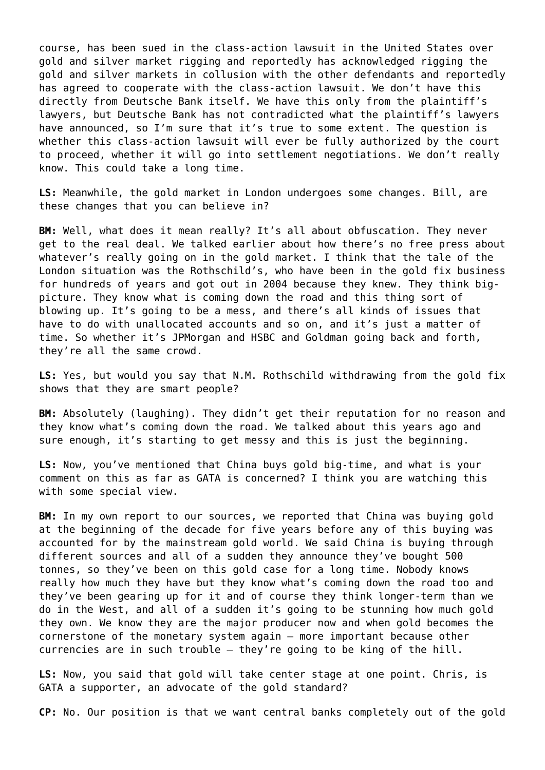course, has been sued in the class-action lawsuit in the United States over gold and silver market rigging and reportedly has acknowledged rigging the gold and silver markets in collusion with the other defendants and reportedly has agreed to cooperate with the class-action lawsuit. We don't have this directly from Deutsche Bank itself. We have this only from the plaintiff's lawyers, but Deutsche Bank has not contradicted what the plaintiff's lawyers have announced, so I'm sure that it's true to some extent. The question is whether this class-action lawsuit will ever be fully authorized by the court to proceed, whether it will go into settlement negotiations. We don't really know. This could take a long time.

**LS:** Meanwhile, the gold market in London undergoes some changes. Bill, are these changes that you can believe in?

**BM:** Well, what does it mean really? It's all about obfuscation. They never get to the real deal. We talked earlier about how there's no free press about whatever's really going on in the gold market. I think that the tale of the London situation was the Rothschild's, who have been in the gold fix business for hundreds of years and got out in 2004 because they knew. They think big-picture. They know what is coming down the road and this thing sort of blowing up. It's going to be a mess, and there's all kinds of issues that have to do with unallocated accounts and so on, and it's just a matter of time. So whether it's JPMorgan and HSBC and Goldman going back and forth, they're all the same crowd.

**LS:** Yes, but would you say that N.M. Rothschild withdrawing from the gold fix shows that they are smart people?

**BM:** Absolutely (laughing). They didn't get their reputation for no reason and they know what's coming down the road. We talked about this years ago and sure enough, it's starting to get messy and this is just the beginning.

**LS:** Now, you've mentioned that China buys gold big-time, and what is your comment on this as far as GATA is concerned? I think you are watching this with some special view.

**BM:** In my own report to our sources, we reported that China was buying gold at the beginning of the decade for five years before any of this buying was accounted for by the mainstream gold world. We said China is buying through different sources and all of a sudden they announce they've bought 500 tonnes, so they've been on this gold case for a long time. Nobody knows really how much they have but they know what's coming down the road too and they've been gearing up for it and of course they think longer-term than we do in the West, and all of a sudden it's going to be stunning how much gold they own. We know they are the major producer now and when gold becomes the cornerstone of the monetary system again – more important because other currencies are in such trouble – they're going to be king of the hill.

**LS:** Now, you said that gold will take center stage at one point. Chris, is GATA a supporter, an advocate of the gold standard?

**CP:** No. Our position is that we want central banks completely out of the gold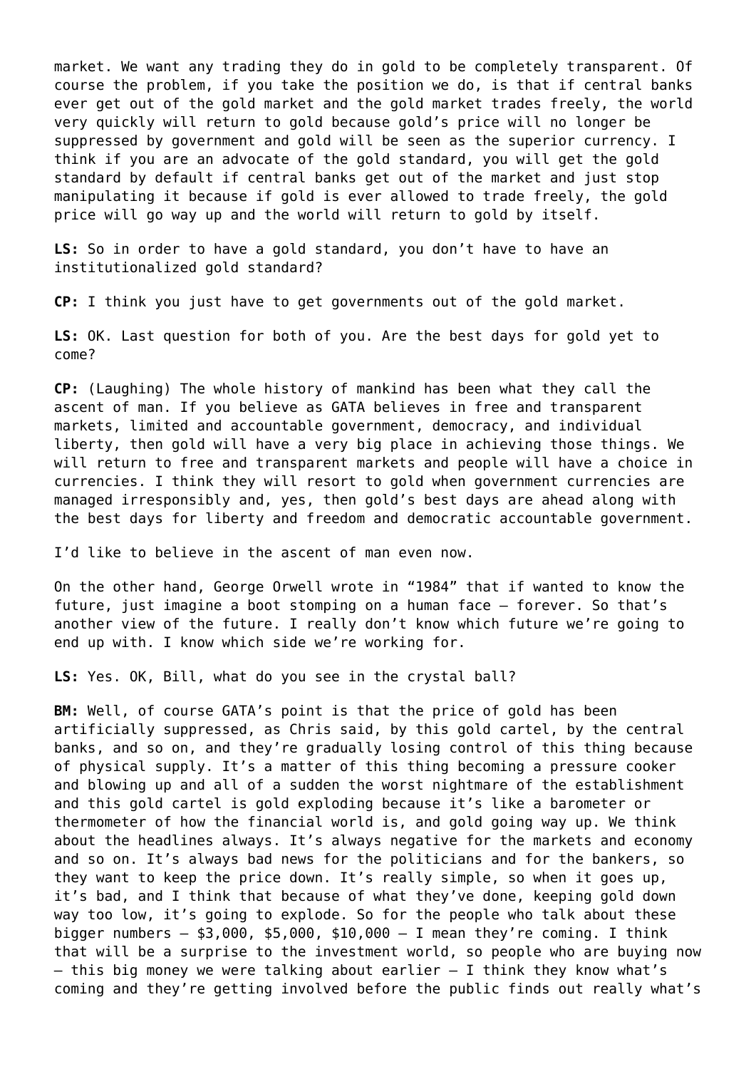market. We want any trading they do in gold to be completely transparent. Of course the problem, if you take the position we do, is that if central banks ever get out of the gold market and the gold market trades freely, the world very quickly will return to gold because gold's price will no longer be suppressed by government and gold will be seen as the superior currency. I think if you are an advocate of the gold standard, you will get the gold standard by default if central banks get out of the market and just stop manipulating it because if gold is ever allowed to trade freely, the gold price will go way up and the world will return to gold by itself.

**LS:** So in order to have a gold standard, you don't have to have an institutionalized gold standard?

**CP:** I think you just have to get governments out of the gold market.

**LS:** OK. Last question for both of you. Are the best days for gold yet to come?

**CP:** (Laughing) The whole history of mankind has been what they call the ascent of man. If you believe as GATA believes in free and transparent markets, limited and accountable government, democracy, and individual liberty, then gold will have a very big place in achieving those things. We will return to free and transparent markets and people will have a choice in currencies. I think they will resort to gold when government currencies are managed irresponsibly and, yes, then gold's best days are ahead along with the best days for liberty and freedom and democratic accountable government.

I'd like to believe in the ascent of man even now.

On the other hand, George Orwell wrote in "1984" that if wanted to know the future, just imagine a boot stomping on a human face – forever. So that's another view of the future. I really don't know which future we're going to end up with. I know which side we're working for.

**LS:** Yes. OK, Bill, what do you see in the crystal ball?

**BM:** Well, of course GATA's point is that the price of gold has been artificially suppressed, as Chris said, by this gold cartel, by the central banks, and so on, and they're gradually losing control of this thing because of physical supply. It's a matter of this thing becoming a pressure cooker and blowing up and all of a sudden the worst nightmare of the establishment and this gold cartel is gold exploding because it's like a barometer or thermometer of how the financial world is, and gold going way up. We think about the headlines always. It's always negative for the markets and economy and so on. It's always bad news for the politicians and for the bankers, so they want to keep the price down. It's really simple, so when it goes up, it's bad, and I think that because of what they've done, keeping gold down way too low, it's going to explode. So for the people who talk about these bigger numbers – \$3,000, \$5,000, \$10,000 – I mean they're coming. I think that will be a surprise to the investment world, so people who are buying now – this big money we were talking about earlier – I think they know what's coming and they're getting involved before the public finds out really what's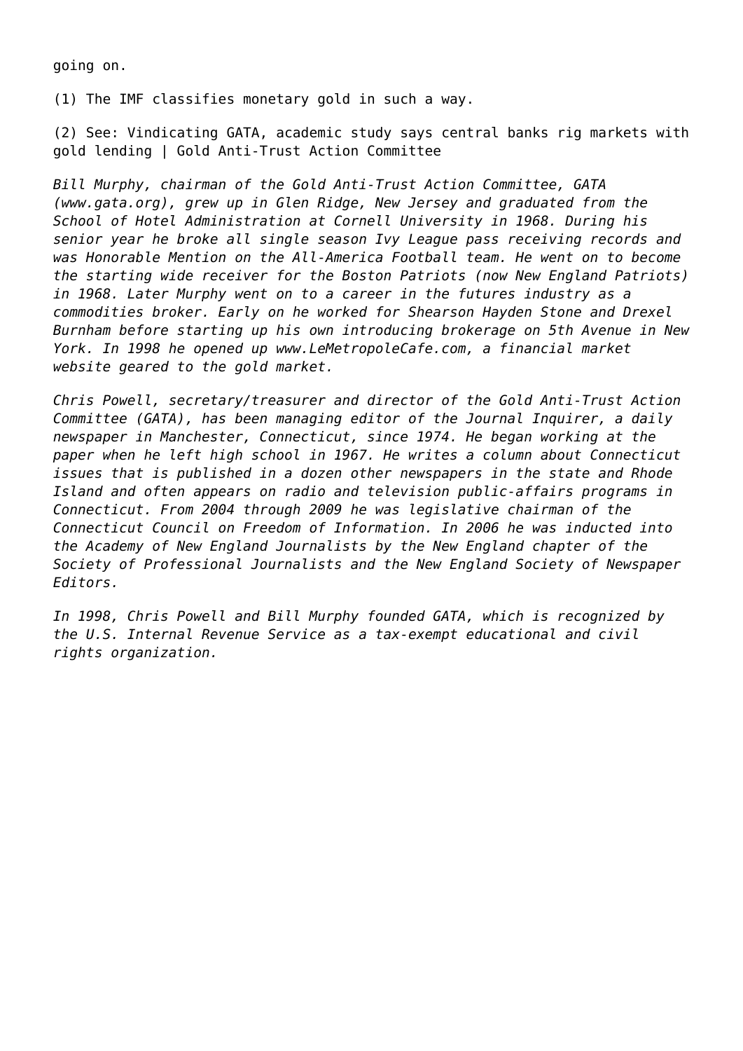going on.

(1) The IMF classifies monetary gold in such a way.

(2) See: Vindicating GATA, academic study says central banks rig markets with gold lending | Gold Anti-Trust Action Committee

*Bill Murphy, chairman of the Gold Anti-Trust Action Committee, GATA (www.gata.org), grew up in Glen Ridge, New Jersey and graduated from the School of Hotel Administration at Cornell University in 1968. During his senior year he broke all single season Ivy League pass receiving records and was Honorable Mention on the All-America Football team. He went on to become the starting wide receiver for the Boston Patriots (now New England Patriots) in 1968. Later Murphy went on to a career in the futures industry as a commodities broker. Early on he worked for Shearson Hayden Stone and Drexel Burnham before starting up his own introducing brokerage on 5th Avenue in New York. In 1998 he opened up www.LeMetropoleCafe.com, a financial market website geared to the gold market.*

*Chris Powell, secretary/treasurer and director of the Gold Anti-Trust Action Committee (GATA), has been managing editor of the Journal Inquirer, a daily newspaper in Manchester, Connecticut, since 1974. He began working at the paper when he left high school in 1967. He writes a column about Connecticut issues that is published in a dozen other newspapers in the state and Rhode Island and often appears on radio and television public-affairs programs in Connecticut. From 2004 through 2009 he was legislative chairman of the Connecticut Council on Freedom of Information. In 2006 he was inducted into the Academy of New England Journalists by the New England chapter of the Society of Professional Journalists and the New England Society of Newspaper Editors.*

*In 1998, Chris Powell and Bill Murphy founded GATA, which is recognized by the U.S. Internal Revenue Service as a tax-exempt educational and civil rights organization.*